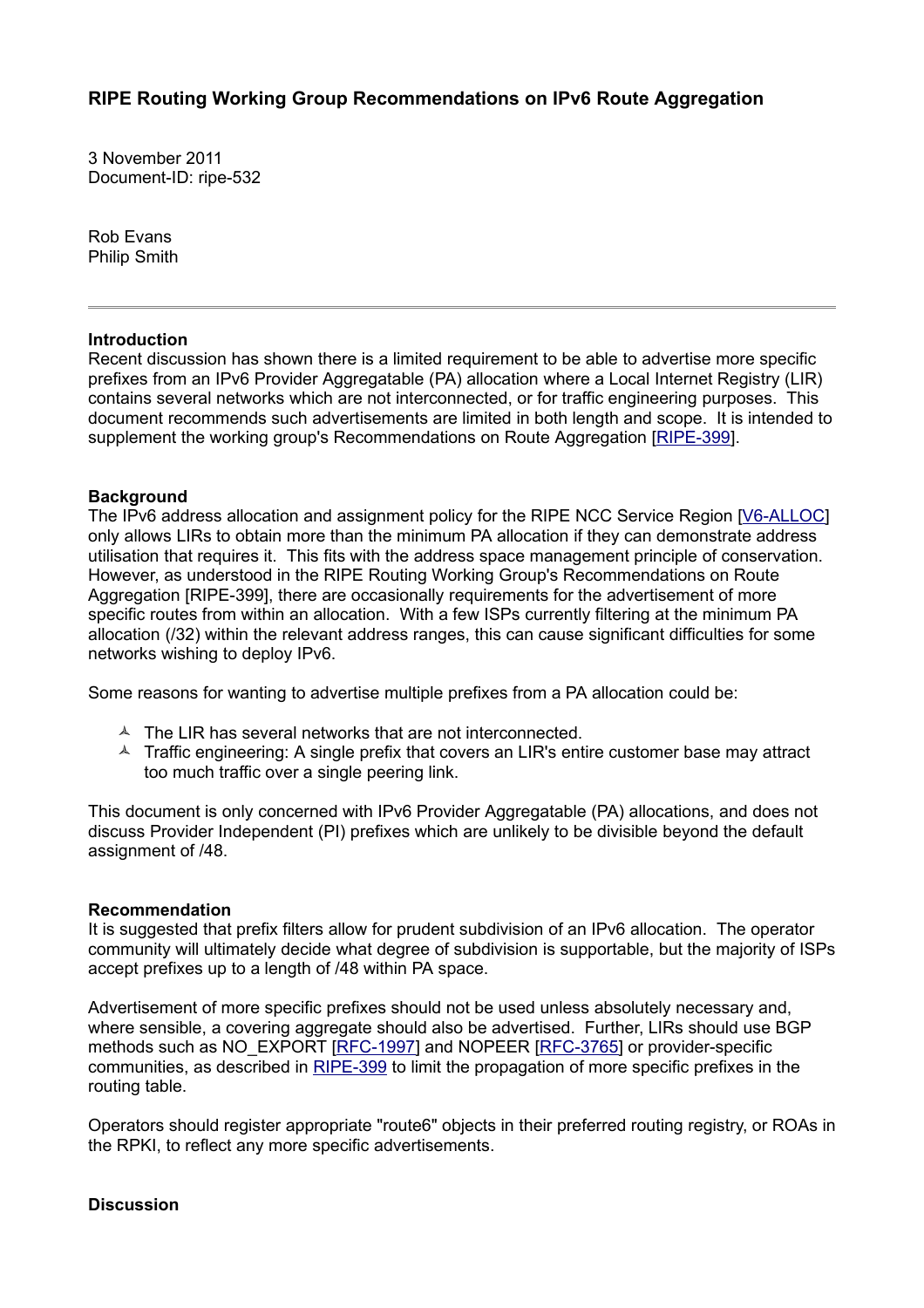# RIPE Routing Working Group Recommendations on IPv6 Route Aggregation

3 November 2011
Document-ID: ripe-532

Rob Evans
Philip Smith

---

## Introduction

Recent discussion has shown there is a limited requirement to be able to advertise more specific prefixes from an IPv6 Provider Aggregatable (PA) allocation where a Local Internet Registry (LIR) contains several networks which are not interconnected, or for traffic engineering purposes. This document recommends such advertisements are limited in both length and scope. It is intended to supplement the working group's Recommendations on Route Aggregation [RIPE-399].

## Background

The IPv6 address allocation and assignment policy for the RIPE NCC Service Region [V6-ALLOC] only allows LIRs to obtain more than the minimum PA allocation if they can demonstrate address utilisation that requires it. This fits with the address space management principle of conservation. However, as understood in the RIPE Routing Working Group's Recommendations on Route Aggregation [RIPE-399], there are occasionally requirements for the advertisement of more specific routes from within an allocation. With a few ISPs currently filtering at the minimum PA allocation (/32) within the relevant address ranges, this can cause significant difficulties for some networks wishing to deploy IPv6.

Some reasons for wanting to advertise multiple prefixes from a PA allocation could be:

- The LIR has several networks that are not interconnected.
- Traffic engineering: A single prefix that covers an LIR's entire customer base may attract too much traffic over a single peering link.

This document is only concerned with IPv6 Provider Aggregatable (PA) allocations, and does not discuss Provider Independent (PI) prefixes which are unlikely to be divisible beyond the default assignment of /48.

## Recommendation

It is suggested that prefix filters allow for prudent subdivision of an IPv6 allocation. The operator community will ultimately decide what degree of subdivision is supportable, but the majority of ISPs accept prefixes up to a length of /48 within PA space.

Advertisement of more specific prefixes should not be used unless absolutely necessary and, where sensible, a covering aggregate should also be advertised. Further, LIRs should use BGP methods such as NO_EXPORT [RFC-1997] and NOPEER [RFC-3765] or provider-specific communities, as described in RIPE-399 to limit the propagation of more specific prefixes in the routing table.

Operators should register appropriate "route6" objects in their preferred routing registry, or ROAs in the RPKI, to reflect any more specific advertisements.

## Discussion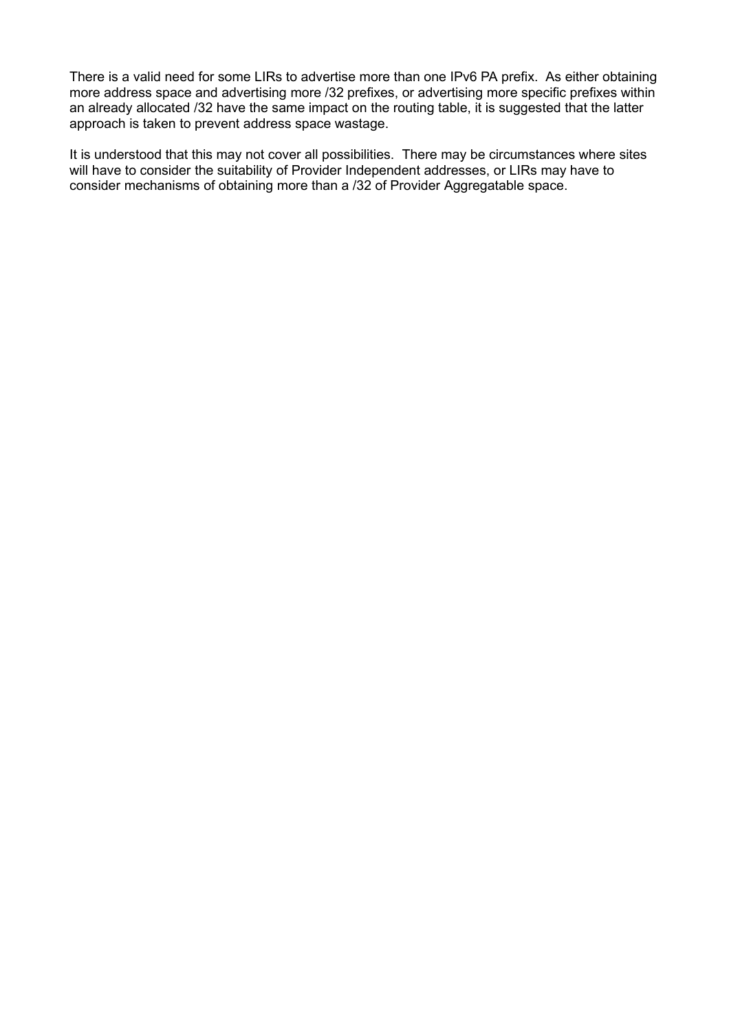There is a valid need for some LIRs to advertise more than one IPv6 PA prefix. As either obtaining more address space and advertising more /32 prefixes, or advertising more specific prefixes within an already allocated /32 have the same impact on the routing table, it is suggested that the latter approach is taken to prevent address space wastage.

It is understood that this may not cover all possibilities. There may be circumstances where sites will have to consider the suitability of Provider Independent addresses, or LIRs may have to consider mechanisms of obtaining more than a /32 of Provider Aggregatable space.